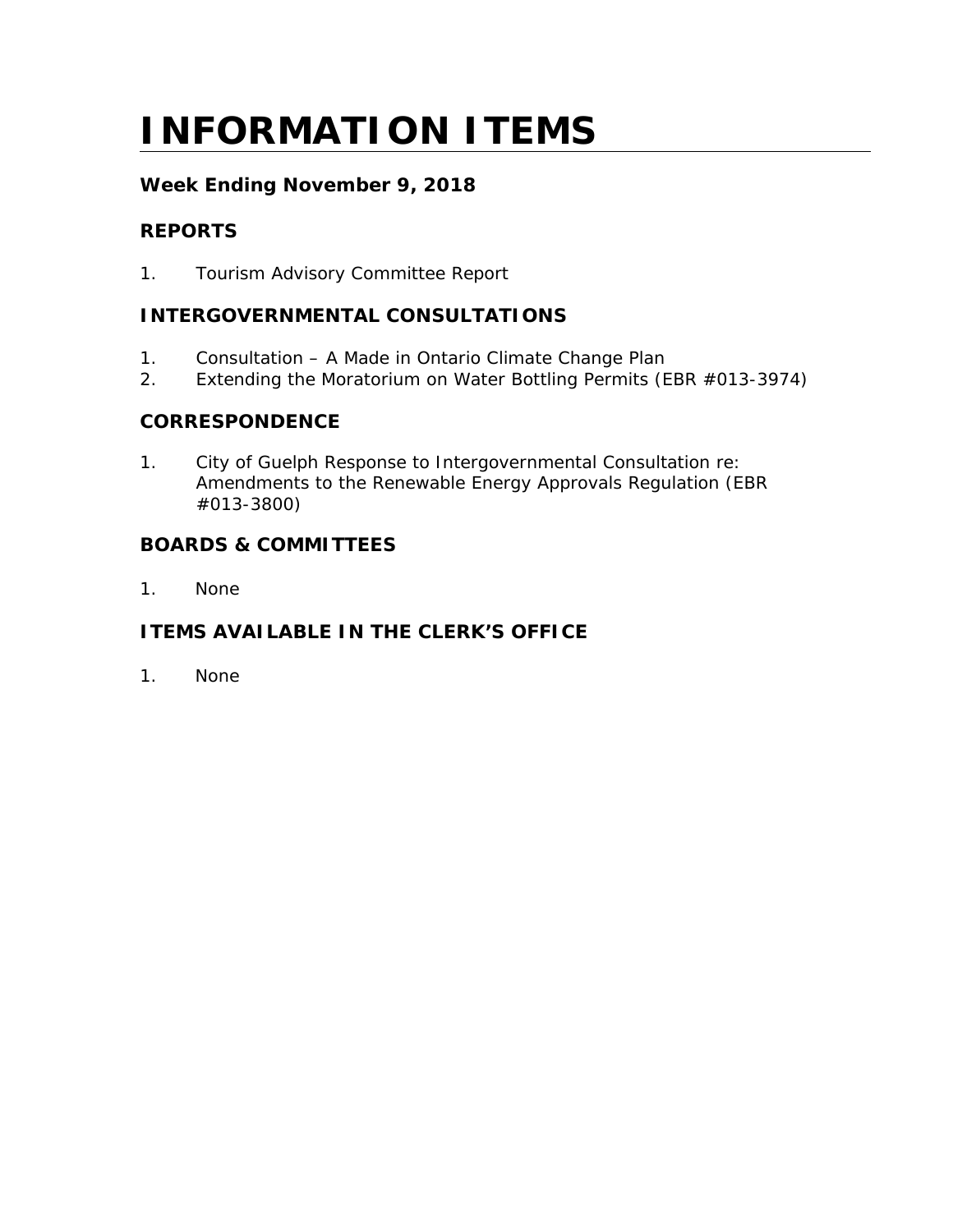# INFORMATION ITEMS

### Week Ending November 9, 2018

### REPORTS

1. Tourism Advisory Committee Report

### INTERGOVERNMENTAL CONSULTATIONS

1. Consultation – A Made in Ontario Climate Change Plan
2. Extending the Moratorium on Water Bottling Permits (EBR #013-3974)

### CORRESPONDENCE

1. City of Guelph Response to Intergovernmental Consultation re: Amendments to the Renewable Energy Approvals Regulation (EBR #013-3800)

### BOARDS & COMMITTEES

1. None

### ITEMS AVAILABLE IN THE CLERK'S OFFICE

1. None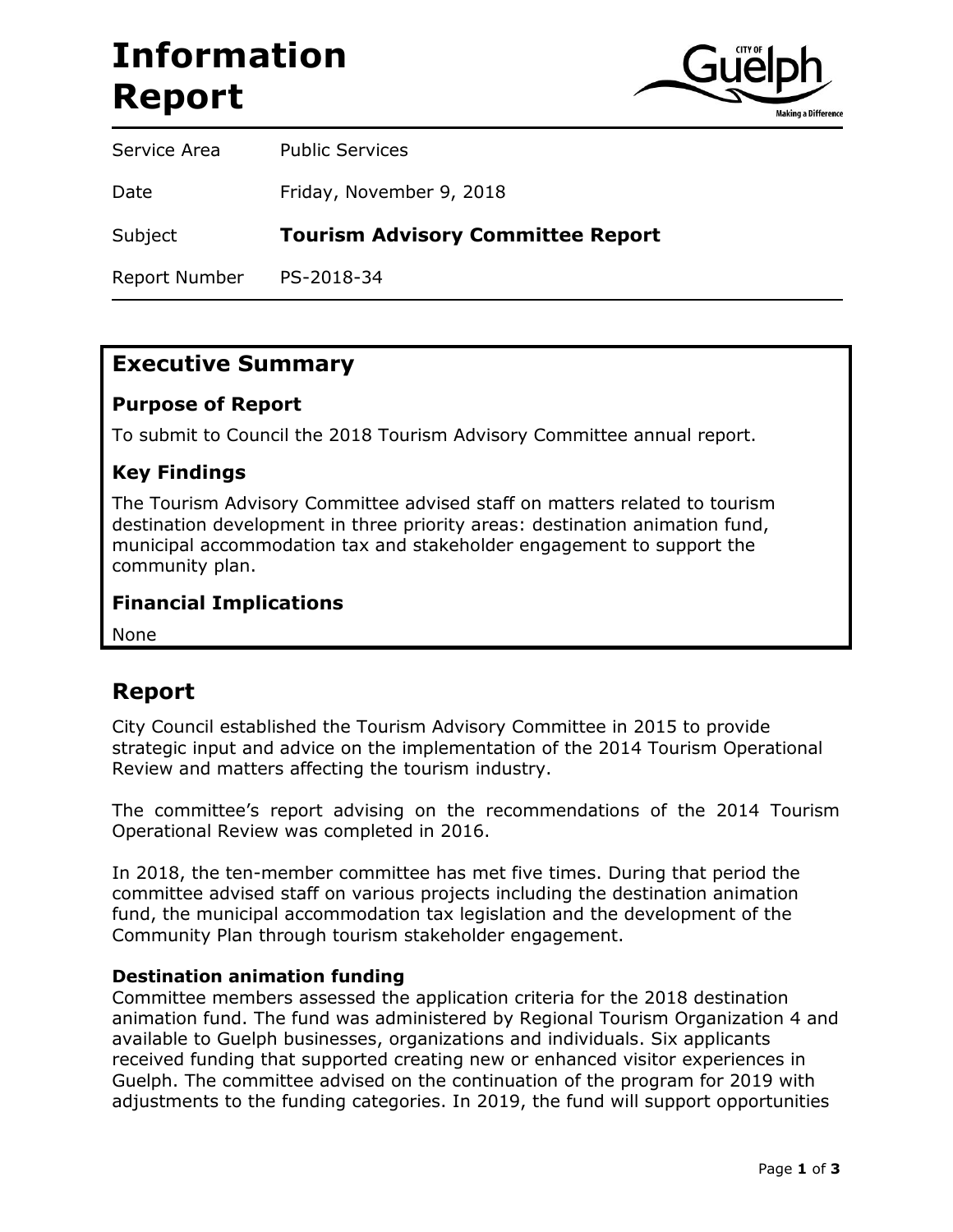# Information Report

| | |
|---|---|
| Service Area | Public Services |
| Date | Friday, November 9, 2018 |
| Subject | **Tourism Advisory Committee Report** |
| Report Number | PS-2018-34 |

## Executive Summary

### Purpose of Report

To submit to Council the 2018 Tourism Advisory Committee annual report.

### Key Findings

The Tourism Advisory Committee advised staff on matters related to tourism destination development in three priority areas: destination animation fund, municipal accommodation tax and stakeholder engagement to support the community plan.

### Financial Implications

None

## Report

City Council established the Tourism Advisory Committee in 2015 to provide strategic input and advice on the implementation of the 2014 Tourism Operational Review and matters affecting the tourism industry.

The committee's report advising on the recommendations of the 2014 Tourism Operational Review was completed in 2016.

In 2018, the ten-member committee has met five times. During that period the committee advised staff on various projects including the destination animation fund, the municipal accommodation tax legislation and the development of the Community Plan through tourism stakeholder engagement.

**Destination animation funding**

Committee members assessed the application criteria for the 2018 destination animation fund. The fund was administered by Regional Tourism Organization 4 and available to Guelph businesses, organizations and individuals. Six applicants received funding that supported creating new or enhanced visitor experiences in Guelph. The committee advised on the continuation of the program for 2019 with adjustments to the funding categories. In 2019, the fund will support opportunities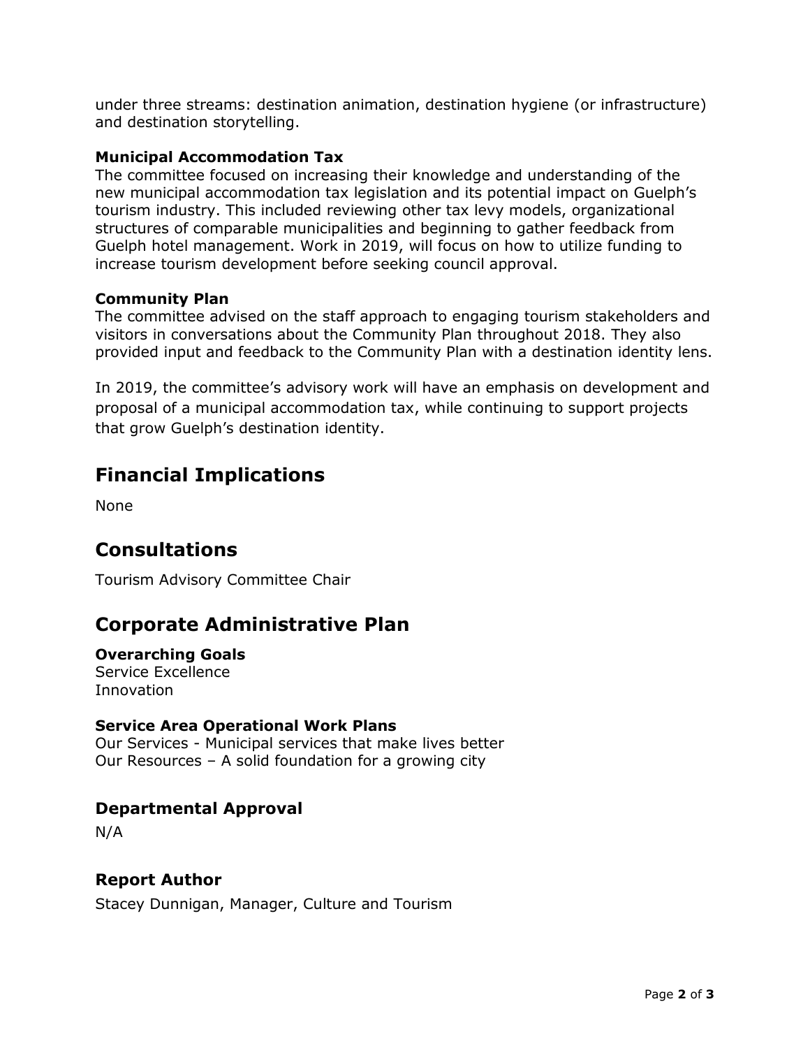under three streams: destination animation, destination hygiene (or infrastructure) and destination storytelling.

**Municipal Accommodation Tax**
The committee focused on increasing their knowledge and understanding of the new municipal accommodation tax legislation and its potential impact on Guelph's tourism industry. This included reviewing other tax levy models, organizational structures of comparable municipalities and beginning to gather feedback from Guelph hotel management. Work in 2019, will focus on how to utilize funding to increase tourism development before seeking council approval.

**Community Plan**
The committee advised on the staff approach to engaging tourism stakeholders and visitors in conversations about the Community Plan throughout 2018. They also provided input and feedback to the Community Plan with a destination identity lens.

In 2019, the committee's advisory work will have an emphasis on development and proposal of a municipal accommodation tax, while continuing to support projects that grow Guelph's destination identity.

## Financial Implications

None

## Consultations

Tourism Advisory Committee Chair

## Corporate Administrative Plan

**Overarching Goals**
Service Excellence
Innovation

**Service Area Operational Work Plans**
Our Services - Municipal services that make lives better
Our Resources – A solid foundation for a growing city

### Departmental Approval

N/A

### Report Author

Stacey Dunnigan, Manager, Culture and Tourism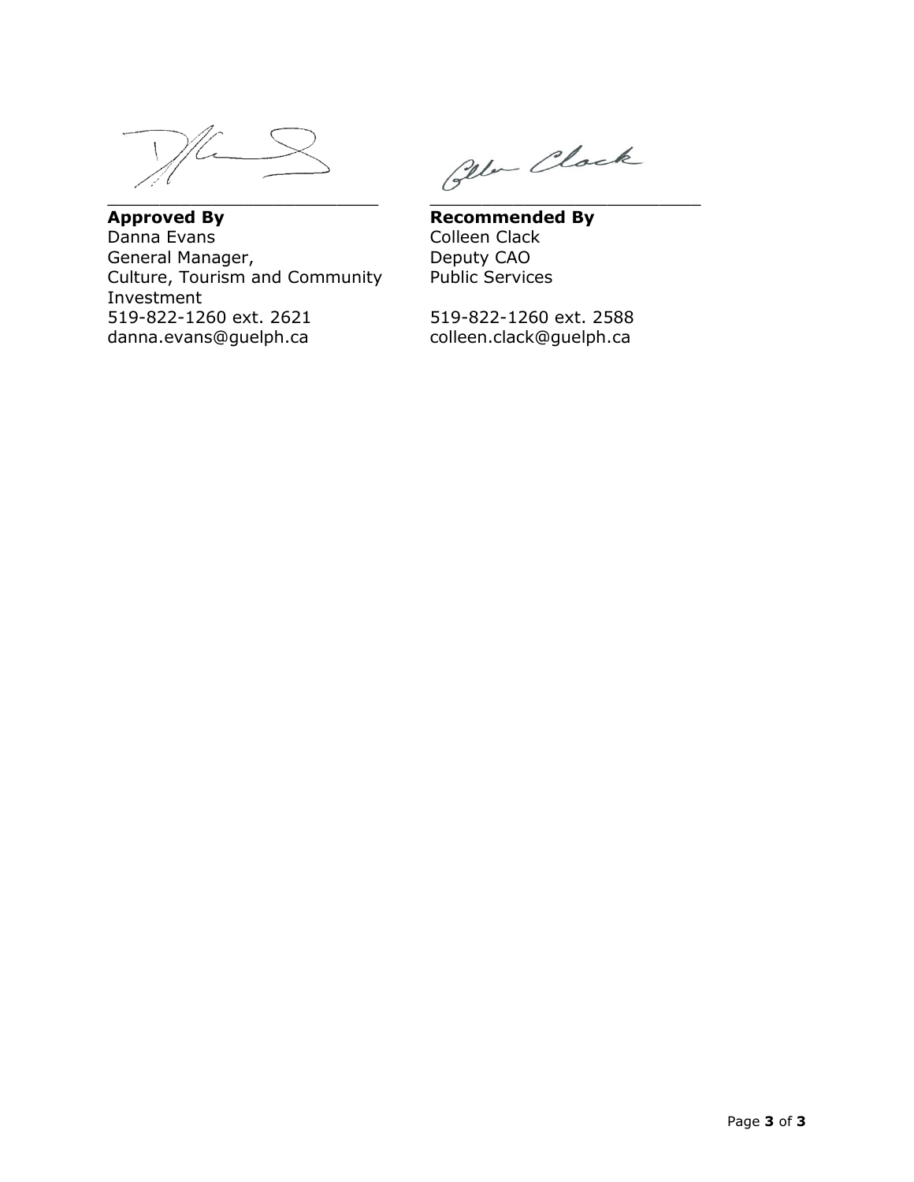**Approved By**
Danna Evans
General Manager,
Culture, Tourism and Community Investment
519-822-1260 ext. 2621
danna.evans@guelph.ca

**Recommended By**
Colleen Clack
Deputy CAO
Public Services

519-822-1260 ext. 2588
colleen.clack@guelph.ca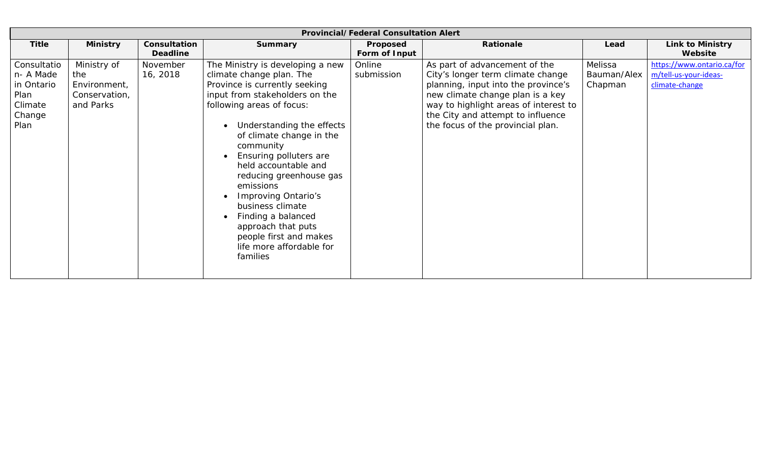| Provincial/Federal Consultation Alert | | | | | | | |
|---|---|---|---|---|---|---|---|
| **Title** | **Ministry** | **Consultation Deadline** | **Summary** | **Proposed Form of Input** | **Rationale** | **Lead** | **Link to Ministry Website** |
| Consultation- A Made in Ontario Plan Climate Change Plan | Ministry of the Environment, Conservation, and Parks | November 16, 2018 | The Ministry is developing a new climate change plan. The Province is currently seeking input from stakeholders on the following areas of focus: <br>• Understanding the effects of climate change in the community <br>• Ensuring polluters are held accountable and reducing greenhouse gas emissions <br>• Improving Ontario's business climate <br>• Finding a balanced approach that puts people first and makes life more affordable for families | Online submission | As part of advancement of the City's longer term climate change planning, input into the province's new climate change plan is a key way to highlight areas of interest to the City and attempt to influence the focus of the provincial plan. | Melissa Bauman/Alex Chapman | https://www.ontario.ca/form/tell-us-your-ideas-climate-change |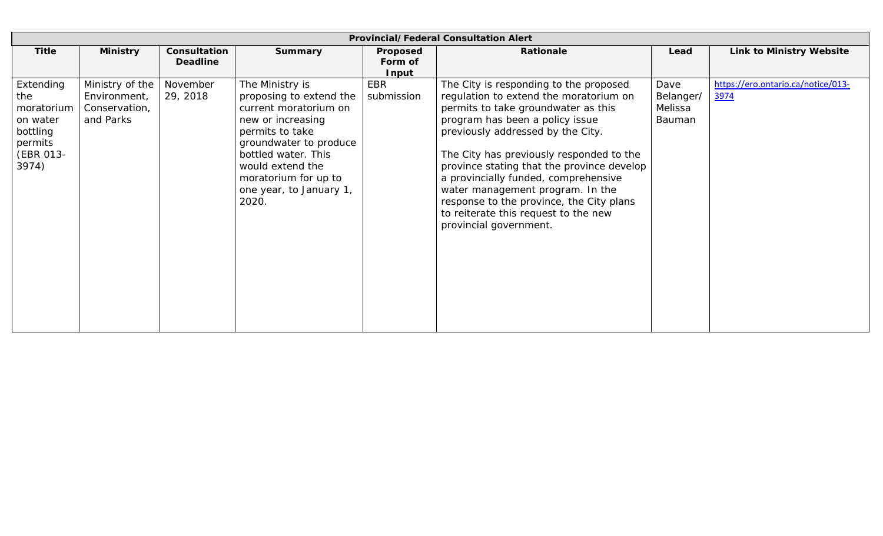| **Provincial/Federal Consultation Alert** | | | | | | | |
|---|---|---|---|---|---|---|---|
| **Title** | **Ministry** | **Consultation Deadline** | **Summary** | **Proposed Form of Input** | **Rationale** | **Lead** | **Link to Ministry Website** |
| Extending the moratorium on water bottling permits (EBR 013-3974) | Ministry of the Environment, Conservation, and Parks | November 29, 2018 | The Ministry is proposing to extend the current moratorium on new or increasing permits to take groundwater to produce bottled water. This would extend the moratorium for up to one year, to January 1, 2020. | EBR submission | The City is responding to the proposed regulation to extend the moratorium on permits to take groundwater as this program has been a policy issue previously addressed by the City.<br><br>The City has previously responded to the province stating that the province develop a provincially funded, comprehensive water management program. In the response to the province, the City plans to reiterate this request to the new provincial government. | Dave Belanger/ Melissa Bauman | https://ero.ontario.ca/notice/013-3974 |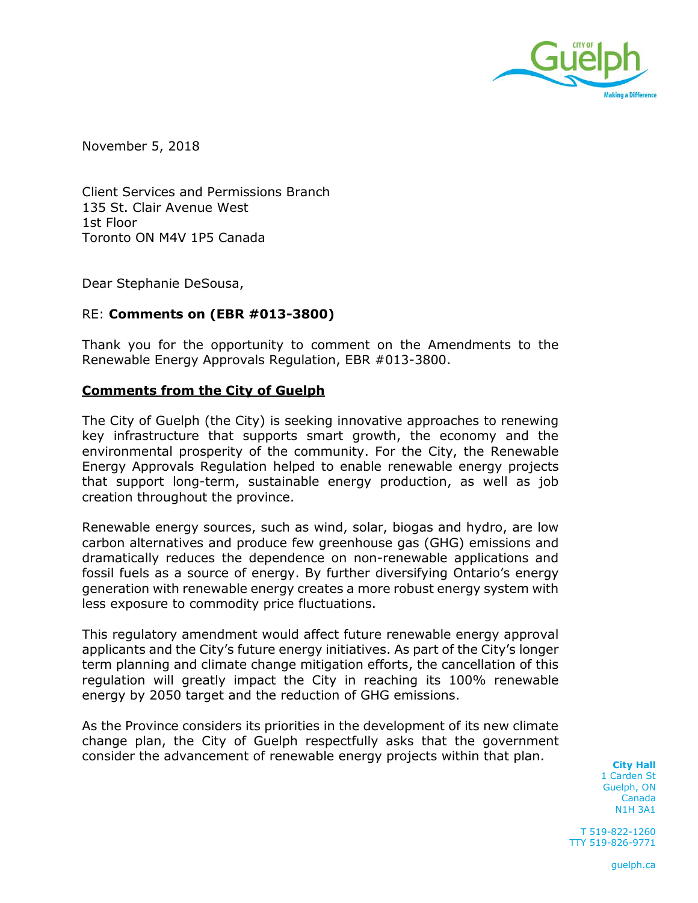November 5, 2018

Client Services and Permissions Branch
135 St. Clair Avenue West
1st Floor
Toronto ON M4V 1P5 Canada

Dear Stephanie DeSousa,

RE: **Comments on (EBR #013-3800)**

Thank you for the opportunity to comment on the Amendments to the Renewable Energy Approvals Regulation, EBR #013-3800.

## **Comments from the City of Guelph**

The City of Guelph (the City) is seeking innovative approaches to renewing key infrastructure that supports smart growth, the economy and the environmental prosperity of the community. For the City, the Renewable Energy Approvals Regulation helped to enable renewable energy projects that support long-term, sustainable energy production, as well as job creation throughout the province.

Renewable energy sources, such as wind, solar, biogas and hydro, are low carbon alternatives and produce few greenhouse gas (GHG) emissions and dramatically reduces the dependence on non-renewable applications and fossil fuels as a source of energy. By further diversifying Ontario's energy generation with renewable energy creates a more robust energy system with less exposure to commodity price fluctuations.

This regulatory amendment would affect future renewable energy approval applicants and the City's future energy initiatives. As part of the City's longer term planning and climate change mitigation efforts, the cancellation of this regulation will greatly impact the City in reaching its 100% renewable energy by 2050 target and the reduction of GHG emissions.

As the Province considers its priorities in the development of its new climate change plan, the City of Guelph respectfully asks that the government consider the advancement of renewable energy projects within that plan.

**City Hall**
1 Carden St
Guelph, ON
Canada
N1H 3A1

T 519-822-1260
TTY 519-826-9771

guelph.ca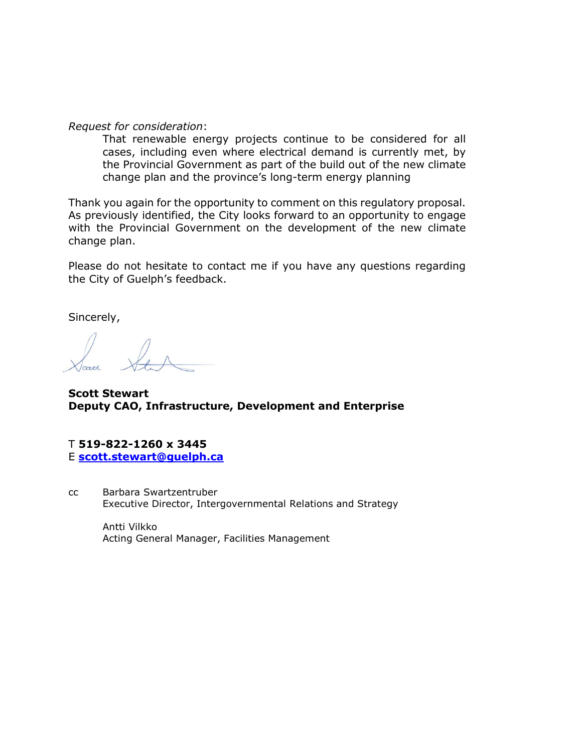*Request for consideration*:

> That renewable energy projects continue to be considered for all cases, including even where electrical demand is currently met, by the Provincial Government as part of the build out of the new climate change plan and the province's long-term energy planning

Thank you again for the opportunity to comment on this regulatory proposal. As previously identified, the City looks forward to an opportunity to engage with the Provincial Government on the development of the new climate change plan.

Please do not hesitate to contact me if you have any questions regarding the City of Guelph's feedback.

Sincerely,

**Scott Stewart**
**Deputy CAO, Infrastructure, Development and Enterprise**

T **519-822-1260 x 3445**
E **scott.stewart@guelph.ca**

cc Barbara Swartzentruber
Executive Director, Intergovernmental Relations and Strategy

Antti Vilkko
Acting General Manager, Facilities Management